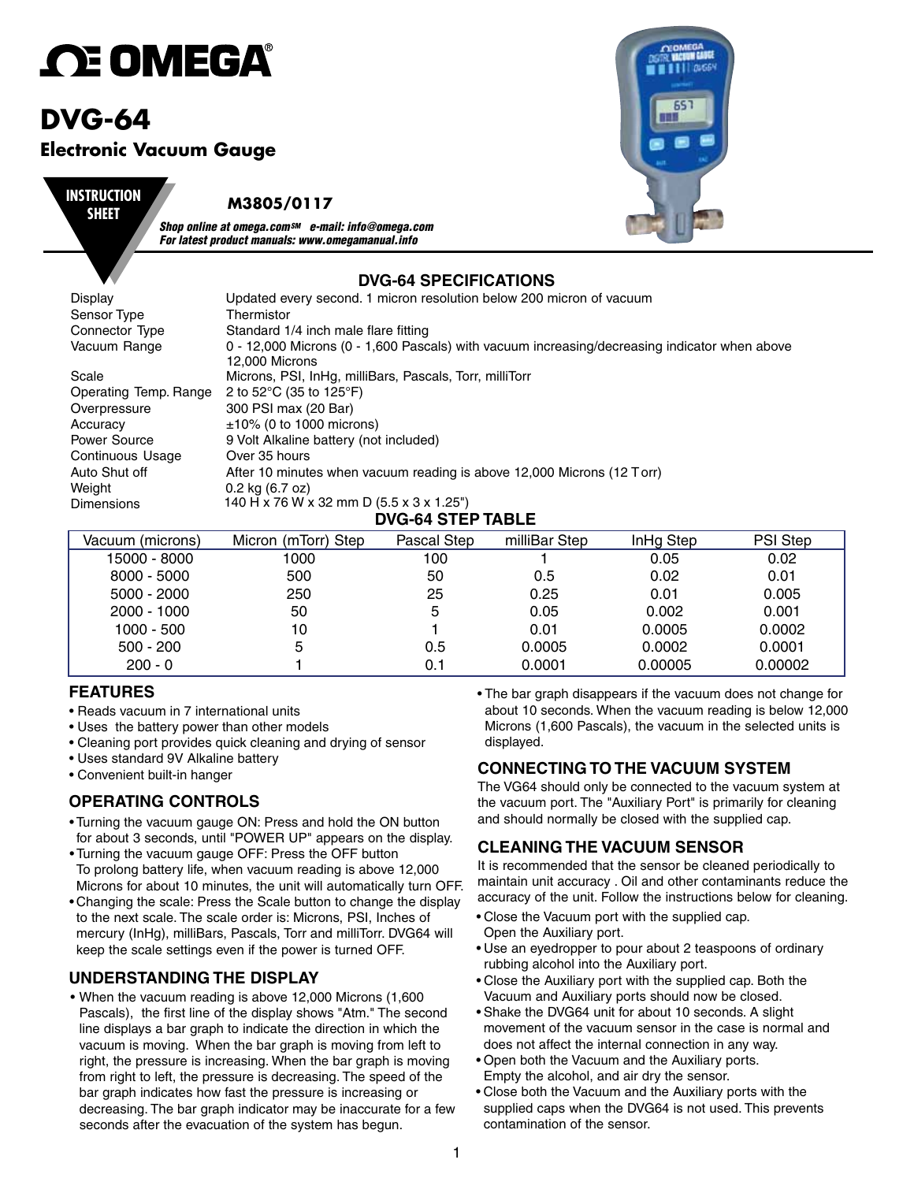# OMEGA®

# DVG-64

## Electronic Vacuum Gauge

**INSTRUCTION SHEET**

**M3805/0117**

***Shop online at omega.com℠ e-mail: info@omega.com***
***For latest product manuals: www.omegamanual.info***

## DVG-64 SPECIFICATIONS

| | |
|---|---|
| Display | Updated every second. 1 micron resolution below 200 micron of vacuum |
| Sensor Type | Thermistor |
| Connector Type | Standard 1/4 inch male flare fitting |
| Vacuum Range | 0 - 12,000 Microns (0 - 1,600 Pascals) with vacuum increasing/decreasing indicator when above 12,000 Microns |
| Scale | Microns, PSI, InHg, milliBars, Pascals, Torr, milliTorr |
| Operating Temp. Range | 2 to 52°C (35 to 125°F) |
| Overpressure | 300 PSI max (20 Bar) |
| Accuracy | ±10% (0 to 1000 microns) |
| Power Source | 9 Volt Alkaline battery (not included) |
| Continuous Usage | Over 35 hours |
| Auto Shut off | After 10 minutes when vacuum reading is above 12,000 Microns (12 Torr) |
| Weight | 0.2 kg (6.7 oz) |
| Dimensions | 140 H x 76 W x 32 mm D (5.5 x 3 x 1.25") |

## DVG-64 STEP TABLE

| Vacuum (microns) | Micron (mTorr) Step | Pascal Step | milliBar Step | InHg Step | PSI Step |
|---|---|---|---|---|---|
| 15000 - 8000 | 1000 | 100 | 1 | 0.05 | 0.02 |
| 8000 - 5000 | 500 | 50 | 0.5 | 0.02 | 0.01 |
| 5000 - 2000 | 250 | 25 | 0.25 | 0.01 | 0.005 |
| 2000 - 1000 | 50 | 5 | 0.05 | 0.002 | 0.001 |
| 1000 - 500 | 10 | 1 | 0.01 | 0.0005 | 0.0002 |
| 500 - 200 | 5 | 0.5 | 0.0005 | 0.0002 | 0.0001 |
| 200 - 0 | 1 | 0.1 | 0.0001 | 0.00005 | 0.00002 |

### FEATURES

- Reads vacuum in 7 international units
- Uses the battery power than other models
- Cleaning port provides quick cleaning and drying of sensor
- Uses standard 9V Alkaline battery
- Convenient built-in hanger

### OPERATING CONTROLS

- Turning the vacuum gauge ON: Press and hold the ON button for about 3 seconds, until "POWER UP" appears on the display.
- Turning the vacuum gauge OFF: Press the OFF button To prolong battery life, when vacuum reading is above 12,000 Microns for about 10 minutes, the unit will automatically turn OFF.
- Changing the scale: Press the Scale button to change the display to the next scale. The scale order is: Microns, PSI, Inches of mercury (InHg), milliBars, Pascals, Torr and milliTorr. DVG64 will keep the scale settings even if the power is turned OFF.

### UNDERSTANDING THE DISPLAY

- When the vacuum reading is above 12,000 Microns (1,600 Pascals), the first line of the display shows "Atm." The second line displays a bar graph to indicate the direction in which the vacuum is moving. When the bar graph is moving from left to right, the pressure is increasing. When the bar graph is moving from right to left, the pressure is decreasing. The speed of the bar graph indicates how fast the pressure is increasing or decreasing. The bar graph indicator may be inaccurate for a few seconds after the evacuation of the system has begun.
- The bar graph disappears if the vacuum does not change for about 10 seconds. When the vacuum reading is below 12,000 Microns (1,600 Pascals), the vacuum in the selected units is displayed.

### CONNECTING TO THE VACUUM SYSTEM

The VG64 should only be connected to the vacuum system at the vacuum port. The "Auxiliary Port" is primarily for cleaning and should normally be closed with the supplied cap.

### CLEANING THE VACUUM SENSOR

It is recommended that the sensor be cleaned periodically to maintain unit accuracy . Oil and other contaminants reduce the accuracy of the unit. Follow the instructions below for cleaning.

- Close the Vacuum port with the supplied cap. Open the Auxiliary port.
- Use an eyedropper to pour about 2 teaspoons of ordinary rubbing alcohol into the Auxiliary port.
- Close the Auxiliary port with the supplied cap. Both the Vacuum and Auxiliary ports should now be closed.
- Shake the DVG64 unit for about 10 seconds. A slight movement of the vacuum sensor in the case is normal and does not affect the internal connection in any way.
- Open both the Vacuum and the Auxiliary ports. Empty the alcohol, and air dry the sensor.
- Close both the Vacuum and the Auxiliary ports with the supplied caps when the DVG64 is not used. This prevents contamination of the sensor.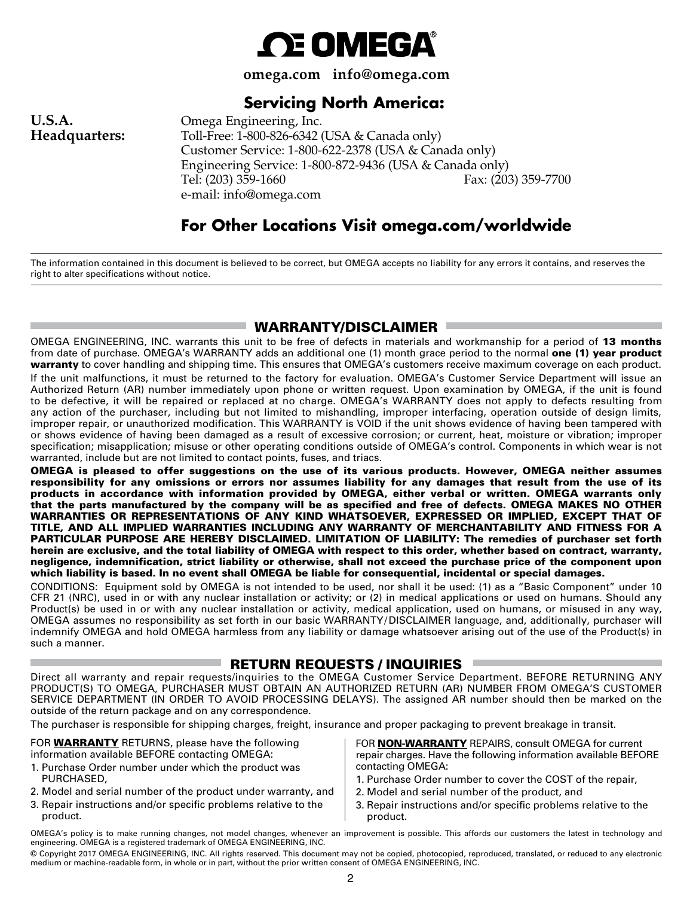# OMEGA®

**omega.com   info@omega.com**

## Servicing North America:

**U.S.A. Headquarters:**

Omega Engineering, Inc.
Toll-Free: 1-800-826-6342 (USA & Canada only)
Customer Service: 1-800-622-2378 (USA & Canada only)
Engineering Service: 1-800-872-9436 (USA & Canada only)
Tel: (203) 359-1660   Fax: (203) 359-7700
e-mail: info@omega.com

## For Other Locations Visit omega.com/worldwide

The information contained in this document is believed to be correct, but OMEGA accepts no liability for any errors it contains, and reserves the right to alter specifications without notice.

## WARRANTY/DISCLAIMER

OMEGA ENGINEERING, INC. warrants this unit to be free of defects in materials and workmanship for a period of **13 months** from date of purchase. OMEGA's WARRANTY adds an additional one (1) month grace period to the normal **one (1) year product warranty** to cover handling and shipping time. This ensures that OMEGA's customers receive maximum coverage on each product.

If the unit malfunctions, it must be returned to the factory for evaluation. OMEGA's Customer Service Department will issue an Authorized Return (AR) number immediately upon phone or written request. Upon examination by OMEGA, if the unit is found to be defective, it will be repaired or replaced at no charge. OMEGA's WARRANTY does not apply to defects resulting from any action of the purchaser, including but not limited to mishandling, improper interfacing, operation outside of design limits, improper repair, or unauthorized modification. This WARRANTY is VOID if the unit shows evidence of having been tampered with or shows evidence of having been damaged as a result of excessive corrosion; or current, heat, moisture or vibration; improper specification; misapplication; misuse or other operating conditions outside of OMEGA's control. Components in which wear is not warranted, include but are not limited to contact points, fuses, and triacs.

**OMEGA is pleased to offer suggestions on the use of its various products. However, OMEGA neither assumes responsibility for any omissions or errors nor assumes liability for any damages that result from the use of its products in accordance with information provided by OMEGA, either verbal or written. OMEGA warrants only that the parts manufactured by the company will be as specified and free of defects. OMEGA MAKES NO OTHER WARRANTIES OR REPRESENTATIONS OF ANY KIND WHATSOEVER, EXPRESSED OR IMPLIED, EXCEPT THAT OF TITLE, AND ALL IMPLIED WARRANTIES INCLUDING ANY WARRANTY OF MERCHANTABILITY AND FITNESS FOR A PARTICULAR PURPOSE ARE HEREBY DISCLAIMED. LIMITATION OF LIABILITY: The remedies of purchaser set forth herein are exclusive, and the total liability of OMEGA with respect to this order, whether based on contract, warranty, negligence, indemnification, strict liability or otherwise, shall not exceed the purchase price of the component upon which liability is based. In no event shall OMEGA be liable for consequential, incidental or special damages.**

CONDITIONS: Equipment sold by OMEGA is not intended to be used, nor shall it be used: (1) as a "Basic Component" under 10 CFR 21 (NRC), used in or with any nuclear installation or activity; or (2) in medical applications or used on humans. Should any Product(s) be used in or with any nuclear installation or activity, medical application, used on humans, or misused in any way, OMEGA assumes no responsibility as set forth in our basic WARRANTY/DISCLAIMER language, and, additionally, purchaser will indemnify OMEGA and hold OMEGA harmless from any liability or damage whatsoever arising out of the use of the Product(s) in such a manner.

## RETURN REQUESTS / INQUIRIES

Direct all warranty and repair requests/inquiries to the OMEGA Customer Service Department. BEFORE RETURNING ANY PRODUCT(S) TO OMEGA, PURCHASER MUST OBTAIN AN AUTHORIZED RETURN (AR) NUMBER FROM OMEGA'S CUSTOMER SERVICE DEPARTMENT (IN ORDER TO AVOID PROCESSING DELAYS). The assigned AR number should then be marked on the outside of the return package and on any correspondence.

The purchaser is responsible for shipping charges, freight, insurance and proper packaging to prevent breakage in transit.

FOR **WARRANTY** RETURNS, please have the following information available BEFORE contacting OMEGA:

1. Purchase Order number under which the product was PURCHASED,
2. Model and serial number of the product under warranty, and
3. Repair instructions and/or specific problems relative to the product.

FOR **NON-WARRANTY** REPAIRS, consult OMEGA for current repair charges. Have the following information available BEFORE contacting OMEGA:

1. Purchase Order number to cover the COST of the repair,
2. Model and serial number of the product, and
3. Repair instructions and/or specific problems relative to the product.

OMEGA's policy is to make running changes, not model changes, whenever an improvement is possible. This affords our customers the latest in technology and engineering. OMEGA is a registered trademark of OMEGA ENGINEERING, INC.

© Copyright 2017 OMEGA ENGINEERING, INC. All rights reserved. This document may not be copied, photocopied, reproduced, translated, or reduced to any electronic medium or machine-readable form, in whole or in part, without the prior written consent of OMEGA ENGINEERING, INC.